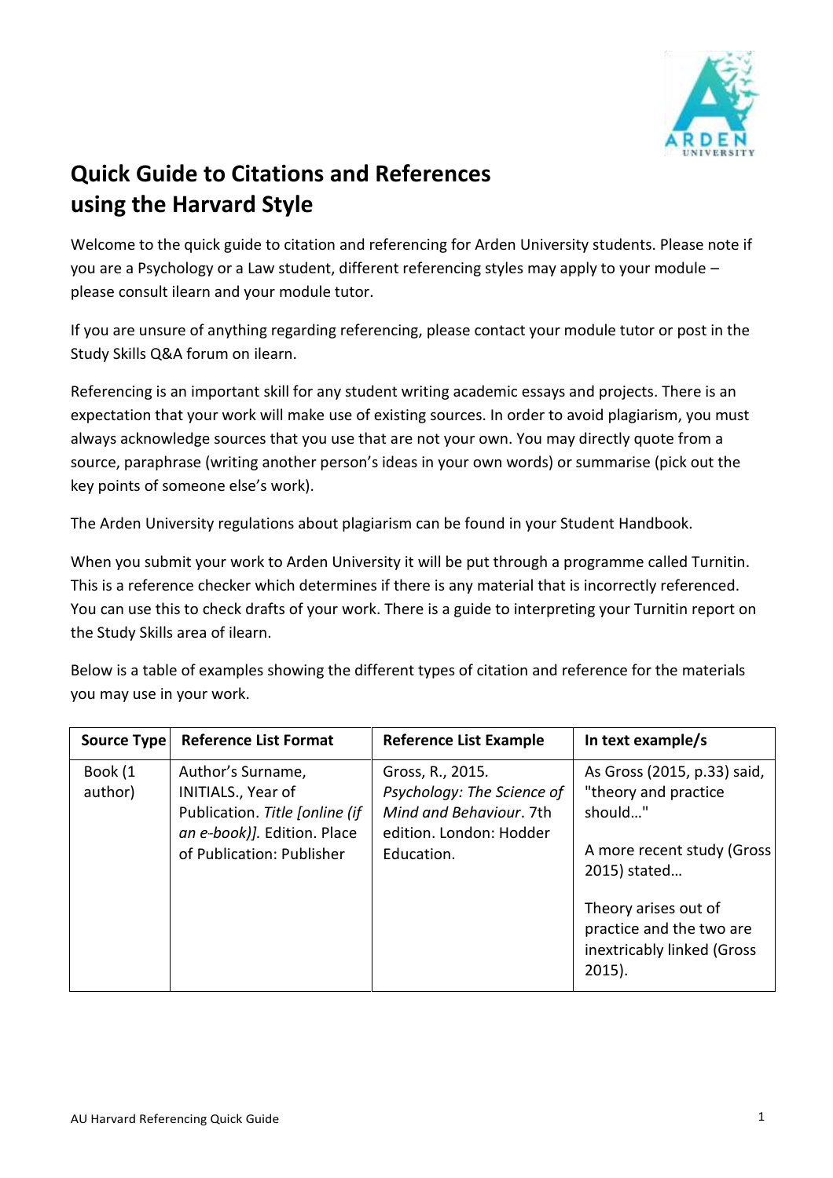# Quick Guide to Citations and References using the Harvard Style

Welcome to the quick guide to citation and referencing for Arden University students. Please note if you are a Psychology or a Law student, different referencing styles may apply to your module – please consult ilearn and your module tutor.

If you are unsure of anything regarding referencing, please contact your module tutor or post in the Study Skills Q&A forum on ilearn.

Referencing is an important skill for any student writing academic essays and projects. There is an expectation that your work will make use of existing sources. In order to avoid plagiarism, you must always acknowledge sources that you use that are not your own. You may directly quote from a source, paraphrase (writing another person's ideas in your own words) or summarise (pick out the key points of someone else's work).

The Arden University regulations about plagiarism can be found in your Student Handbook.

When you submit your work to Arden University it will be put through a programme called Turnitin. This is a reference checker which determines if there is any material that is incorrectly referenced. You can use this to check drafts of your work. There is a guide to interpreting your Turnitin report on the Study Skills area of ilearn.

Below is a table of examples showing the different types of citation and reference for the materials you may use in your work.

| Source Type | Reference List Format | Reference List Example | In text example/s |
|---|---|---|---|
| Book (1 author) | Author's Surname, INITIALS., Year of Publication. *Title [online (if an e-book)].* Edition. Place of Publication: Publisher | Gross, R., 2015. *Psychology: The Science of Mind and Behaviour*. 7th edition. London: Hodder Education. | As Gross (2015, p.33) said, "theory and practice should…"<br><br>A more recent study (Gross 2015) stated…<br><br>Theory arises out of practice and the two are inextricably linked (Gross 2015). |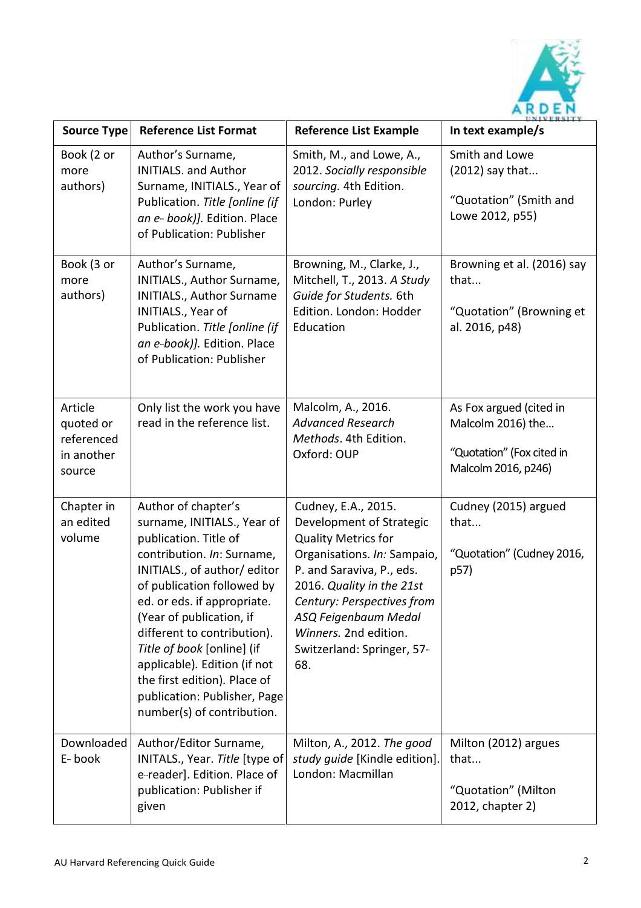| Source Type | Reference List Format | Reference List Example | In text example/s |
|---|---|---|---|
| Book (2 or more authors) | Author's Surname, INITIALS. and Author Surname, INITIALS., Year of Publication. *Title [online (if an e- book)].* Edition. Place of Publication: Publisher | Smith, M., and Lowe, A., 2012. *Socially responsible sourcing.* 4th Edition. London: Purley | Smith and Lowe (2012) say that... <br><br> "Quotation" (Smith and Lowe 2012, p55) |
| Book (3 or more authors) | Author's Surname, INITIALS., Author Surname, INITIALS., Author Surname INITIALS., Year of Publication. *Title [online (if an e-book)].* Edition. Place of Publication: Publisher | Browning, M., Clarke, J., Mitchell, T., 2013. *A Study Guide for Students.* 6th Edition. London: Hodder Education | Browning et al. (2016) say that... <br><br> "Quotation" (Browning et al. 2016, p48) |
| Article quoted or referenced in another source | Only list the work you have read in the reference list. | Malcolm, A., 2016. *Advanced Research Methods*. 4th Edition. Oxford: OUP | As Fox argued (cited in Malcolm 2016) the… <br><br> "Quotation" (Fox cited in Malcolm 2016, p246) |
| Chapter in an edited volume | Author of chapter's surname, INITIALS., Year of publication. Title of contribution. *In*: Surname, INITIALS., of author/ editor of publication followed by ed. or eds. if appropriate. (Year of publication, if different to contribution). *Title of book* [online] (if applicable). Edition (if not the first edition). Place of publication: Publisher, Page number(s) of contribution. | Cudney, E.A., 2015. Development of Strategic Quality Metrics for Organisations. *In:* Sampaio, P. and Saraviva, P., eds. 2016. *Quality in the 21st Century: Perspectives from ASQ Feigenbaum Medal Winners.* 2nd edition. Switzerland: Springer, 57-68. | Cudney (2015) argued that... <br><br> "Quotation" (Cudney 2016, p57) |
| Downloaded E- book | Author/Editor Surname, INITALS., Year. *Title* [type of e-reader]. Edition. Place of publication: Publisher if given | Milton, A., 2012. *The good study guide* [Kindle edition]. London: Macmillan | Milton (2012) argues that... <br><br> "Quotation" (Milton 2012, chapter 2) |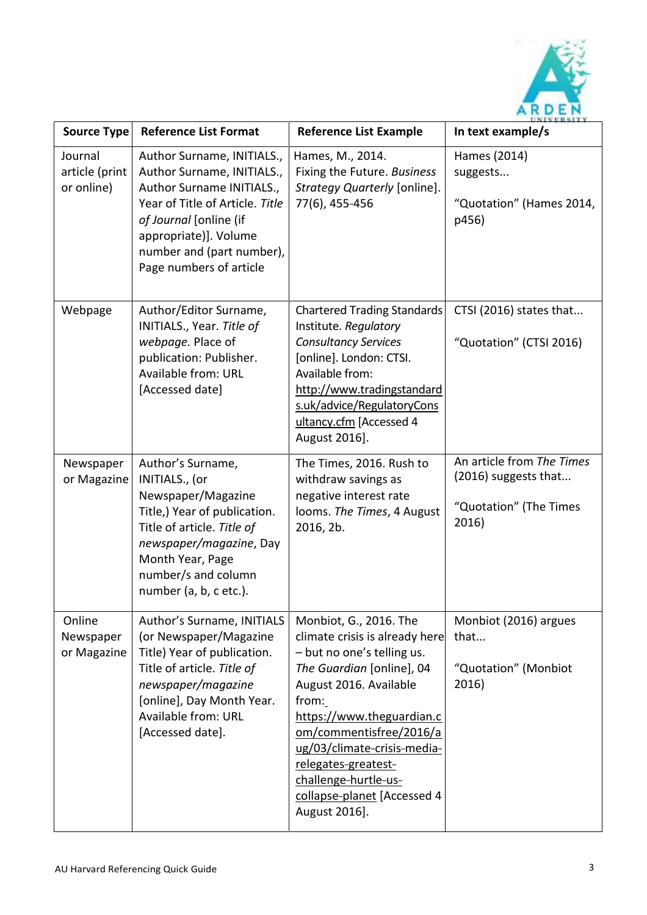| Source Type | Reference List Format | Reference List Example | In text example/s |
|---|---|---|---|
| Journal article (print or online) | Author Surname, INITIALS., Author Surname, INITIALS., Author Surname INITIALS., Year of Title of Article. *Title of Journal* [online (if appropriate)]. Volume number and (part number), Page numbers of article | Hames, M., 2014. Fixing the Future. *Business Strategy Quarterly* [online]. 77(6), 455-456 | Hames (2014) suggests... <br><br> "Quotation" (Hames 2014, p456) |
| Webpage | Author/Editor Surname, INITIALS., Year. *Title of webpage.* Place of publication: Publisher. Available from: URL [Accessed date] | Chartered Trading Standards Institute. *Regulatory Consultancy Services* [online]. London: CTSI. Available from: http://www.tradingstandards.uk/advice/RegulatoryConsultancy.cfm [Accessed 4 August 2016]. | CTSI (2016) states that... <br><br> "Quotation" (CTSI 2016) |
| Newspaper or Magazine | Author's Surname, INITIALS., (or Newspaper/Magazine Title,) Year of publication. Title of article. *Title of newspaper/magazine*, Day Month Year, Page number/s and column number (a, b, c etc.). | The Times, 2016. Rush to withdraw savings as negative interest rate looms. *The Times*, 4 August 2016, 2b. | An article from *The Times* (2016) suggests that... <br><br> "Quotation" (The Times 2016) |
| Online Newspaper or Magazine | Author's Surname, INITIALS (or Newspaper/Magazine Title) Year of publication. Title of article. *Title of newspaper/magazine* [online], Day Month Year. Available from: URL [Accessed date]. | Monbiot, G., 2016. The climate crisis is already here – but no one's telling us. *The Guardian* [online], 04 August 2016. Available from: https://www.theguardian.com/commentisfree/2016/aug/03/climate-crisis-media-relegates-greatest-challenge-hurtle-us-collapse-planet [Accessed 4 August 2016]. | Monbiot (2016) argues that... <br><br> "Quotation" (Monbiot 2016) |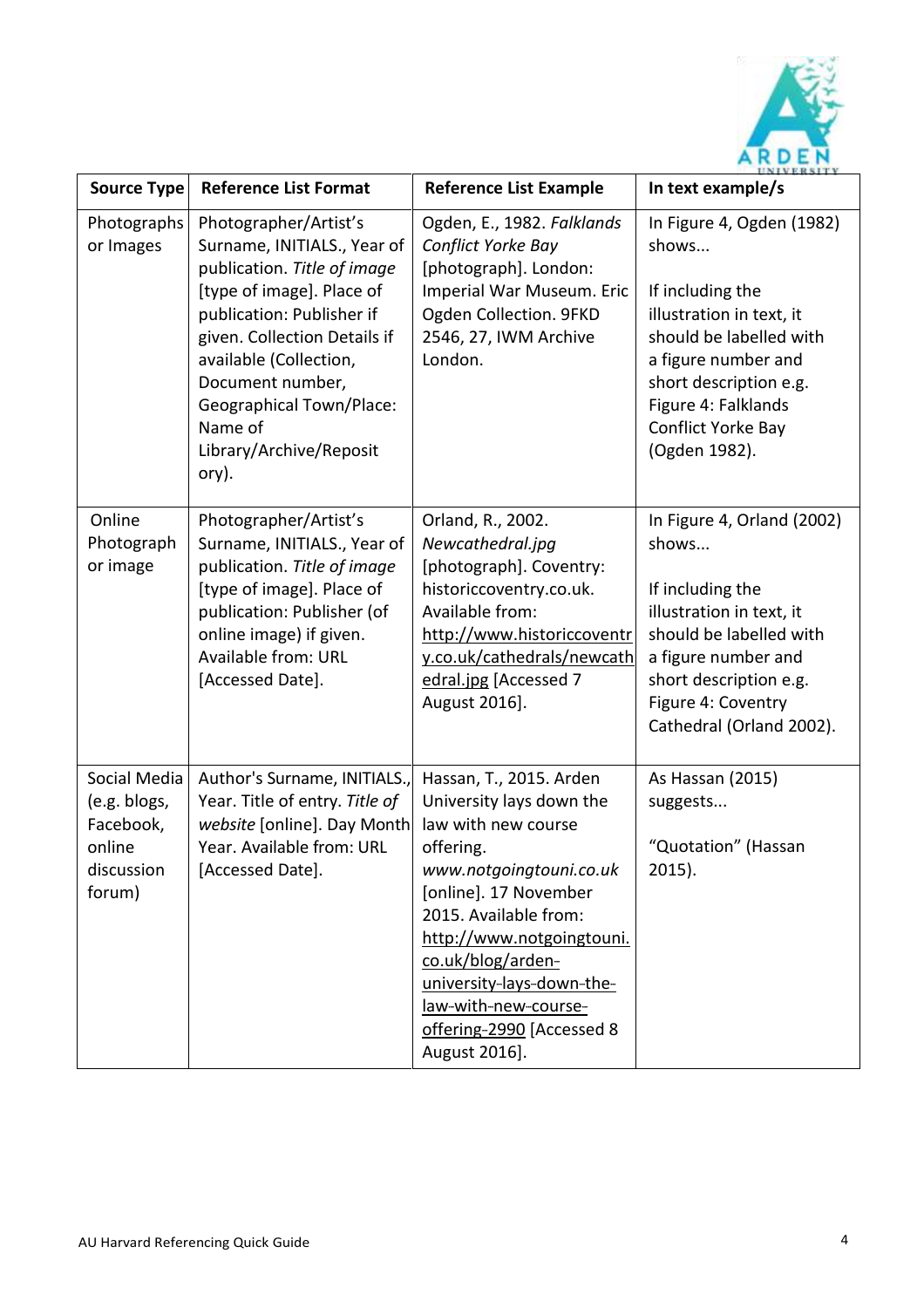| Source Type | Reference List Format | Reference List Example | In text example/s |
| --- | --- | --- | --- |
| Photographs or Images | Photographer/Artist's Surname, INITIALS., Year of publication. *Title of image* [type of image]. Place of publication: Publisher if given. Collection Details if available (Collection, Document number, Geographical Town/Place: Name of Library/Archive/Repository). | Ogden, E., 1982. *Falklands Conflict Yorke Bay* [photograph]. London: Imperial War Museum. Eric Ogden Collection. 9FKD 2546, 27, IWM Archive London. | In Figure 4, Ogden (1982) shows... <br><br> If including the illustration in text, it should be labelled with a figure number and short description e.g. Figure 4: Falklands Conflict Yorke Bay (Ogden 1982). |
| Online Photograph or image | Photographer/Artist's Surname, INITIALS., Year of publication. *Title of image* [type of image]. Place of publication: Publisher (of online image) if given. Available from: URL [Accessed Date]. | Orland, R., 2002. *Newcathedral.jpg* [photograph]. Coventry: historiccoventry.co.uk. Available from: http://www.historiccoventry.co.uk/cathedrals/newcathedral.jpg [Accessed 7 August 2016]. | In Figure 4, Orland (2002) shows... <br><br> If including the illustration in text, it should be labelled with a figure number and short description e.g. Figure 4: Coventry Cathedral (Orland 2002). |
| Social Media (e.g. blogs, Facebook, online discussion forum) | Author's Surname, INITIALS., Year. Title of entry. *Title of website* [online]. Day Month Year. Available from: URL [Accessed Date]. | Hassan, T., 2015. Arden University lays down the law with new course offering. *www.notgoingtouni.co.uk* [online]. 17 November 2015. Available from: http://www.notgoingtouni.co.uk/blog/arden-university-lays-down-the-law-with-new-course-offering-2990 [Accessed 8 August 2016]. | As Hassan (2015) suggests... <br><br> "Quotation" (Hassan 2015). |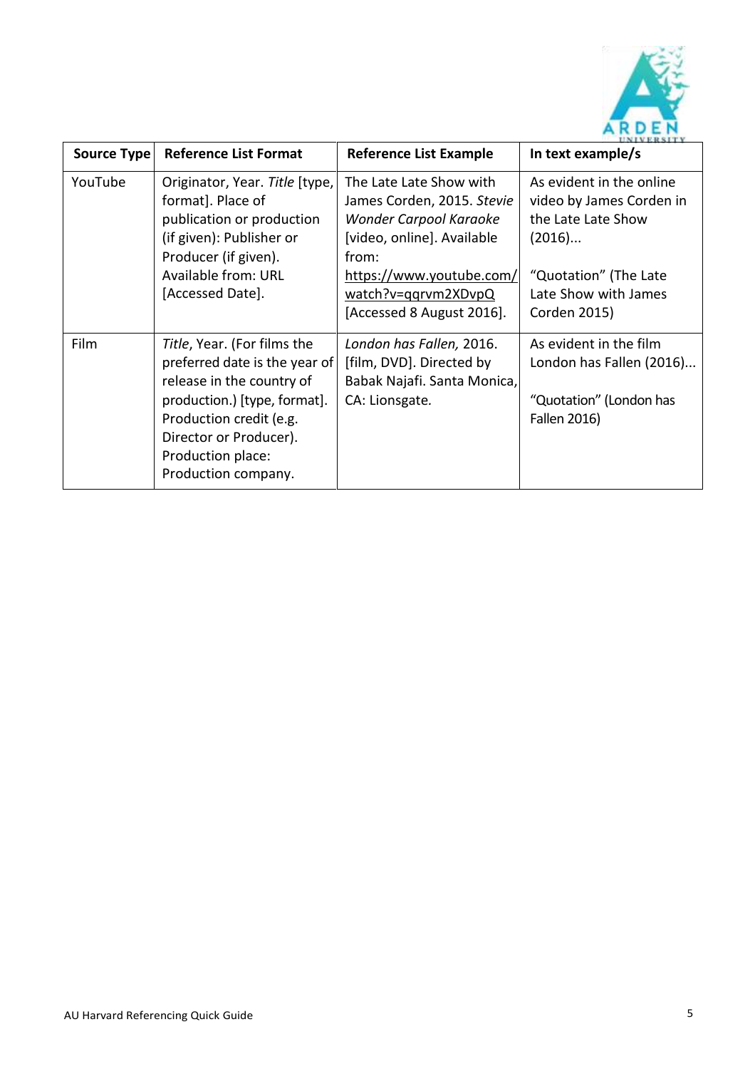| Source Type | Reference List Format | Reference List Example | In text example/s |
|---|---|---|---|
| YouTube | Originator, Year. *Title* [type, format]. Place of publication or production (if given): Publisher or Producer (if given). Available from: URL [Accessed Date]. | The Late Late Show with James Corden, 2015. *Stevie Wonder Carpool Karaoke* [video, online]. Available from: https://www.youtube.com/watch?v=qqrvm2XDvpQ [Accessed 8 August 2016]. | As evident in the online video by James Corden in the Late Late Show (2016)...<br><br>"Quotation" (The Late Late Show with James Corden 2015) |
| Film | *Title*, Year. (For films the preferred date is the year of release in the country of production.) [type, format]. Production credit (e.g. Director or Producer). Production place: Production company. | *London has Fallen,* 2016. [film, DVD]. Directed by Babak Najafi. Santa Monica, CA: Lionsgate. | As evident in the film London has Fallen (2016)...<br><br>"Quotation" (London has Fallen 2016) |